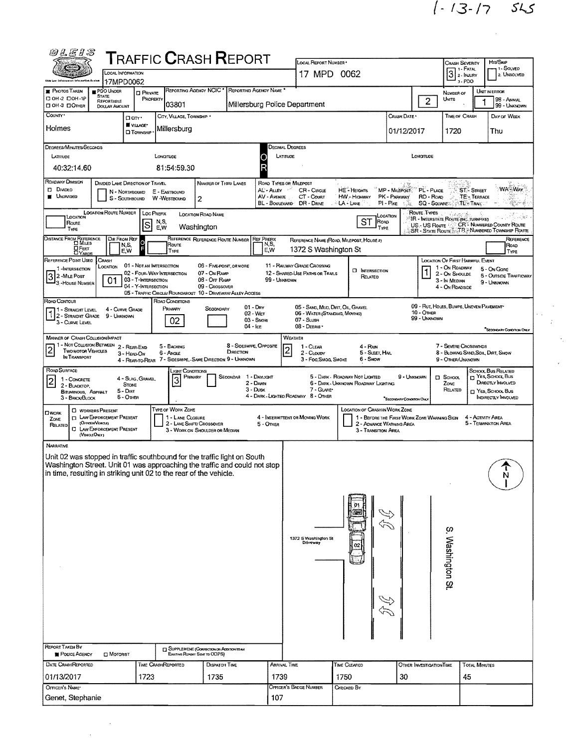1-13-17 SLS

# TRAFFIC CRASH REPORT

OLEIS — Ohio Law Enforcement Information System

| Field | Value |
|---|---|
| Local Information | 17MPD0062 |
| Local Report Number | 17 MPD 0062 |
| Crash Severity | 3 (1 - Fatal, 2 - Injury, 3 - PDO) |
| Hit/Skip | (1 - Solved, 2 - Unsolved) |
| Photos Taken | ☐ OH-2 ☐ OH-1P ☐ OH-3 ☐ Other |
| PDO Under State Reportable Dollar Amount | ■ |
| Private Property | ☐ |
| Reporting Agency NCIC | 03801 |
| Reporting Agency Name | Millersburg Police Department |
| Number of Units | 2 |
| Unit in Error | 1 (98 - Animal, 99 - Unknown) |
| County | Holmes |
| City, Village, Township | ■ Village — Millersburg |
| Crash Date | 01/12/2017 |
| Time of Crash | 1720 |
| Day of Week | Thu |

**Degrees/Minutes/Seconds** — Latitude: 40:32:14.60 — Longitude: 81:54:59.30

**Decimal Degrees** — Latitude: — Longitude:

| Field | Value |
|---|---|
| Roadway Division | ☐ Divided ■ Undivided |
| Divided Lane Direction of Travel | N - Northbound, S - Southbound, E - Eastbound, W - Westbound |
| Number of Thru Lanes | 2 |
| Location Route Number | |
| Loc Prefix | S |
| Location Road Name | Washington |
| Location Road Type | ST |
| Distance From Reference | |
| Dir From Ref | |
| Reference Route Number | |
| Ref Prefix | |
| Reference Name (Road, Milepost, House #) | 1372 S Washington St |
| Reference Point Used | 3 (1 - Intersection, 2 - Mile Post, 3 - House Number) |
| Crash Location | 01 - Not an Intersection |
| Intersection Related | ☐ |
| Location of First Harmful Event | 1 - On Roadway |
| Road Contour | 1 - Straight Level |
| Road Conditions | Primary: 02 (Wet); Secondary: |
| Manner of Crash Collision/Impact | 2 - Rear-End |
| Weather | 2 - Cloudy |
| Road Surface | 2 - Blacktop, Bituminous, Asphalt |
| Light Conditions | Primary: 3 (Dusk); Secondary: |
| School Zone Related | ☐ |
| Work Zone Related | ☐ |

Road Types: AL - Alley, AV - Avenue, BL - Boulevard, CR - Circle, CT - Court, DR - Drive, HE - Heights, HW - Highway, LA - Lane, MP - Milepost, PK - Parkway, PI - Pike, PL - Place, RD - Road, SQ - Square, ST - Street, TE - Terrace, TL - Trail, WA - Way

Route Types: IR - Interstate Route (inc. Turnpike), US - US Route, SR - State Route, CR - Numbered County Route, TR - Numbered Township Route

## NARRATIVE

Unit 02 was stopped in traffic southbound for the traffic light on South Washington Street. Unit 01 was approaching the traffic and could not stop in time, resulting in striking unit 02 to the rear of the vehicle.

Diagram labels: 1372 S Washington St Driveway; S. Washington St.; 01; 02; N

| Field | Value |
|---|---|
| Report Taken By | ■ Police Agency ☐ Motorist |
| Supplement | ☐ |
| Date Crash Reported | 01/13/2017 |
| Time Crash Reported | 1723 |
| Dispatch Time | 1735 |
| Arrival Time | 1739 |
| Time Cleared | 1750 |
| Other Investigation Time | 30 |
| Total Minutes | 45 |
| Officer's Name | Genet, Stephanie |
| Officer's Badge Number | 107 |
| Checked By | |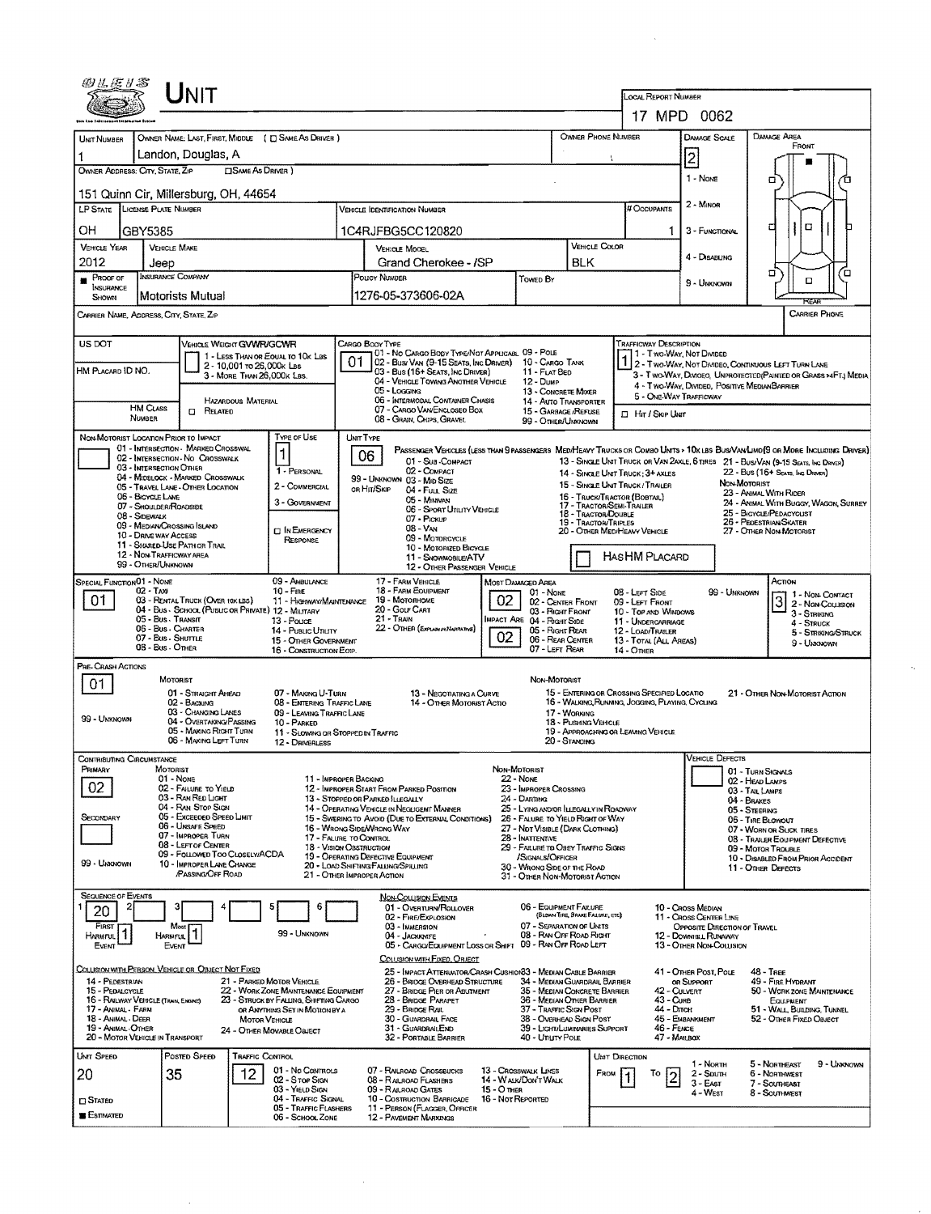# UNIT

**LOCAL REPORT NUMBER:** 17 MPD 0062

| UNIT NUMBER | OWNER NAME: LAST, FIRST, MIDDLE ( ☐ SAME AS DRIVER ) | OWNER PHONE NUMBER | DAMAGE SCALE | DAMAGE AREA |
|---|---|---|---|---|
| 1 | Landon, Douglas, A | | 2 | FRONT |

**OWNER ADDRESS: CITY, STATE, ZIP** ☐ SAME AS DRIVER )
151 Quinn Cir, Millersburg, OH, 44654

DAMAGE SCALE: 1 - NONE; 2 - MINOR; 3 - FUNCTIONAL; 4 - DISABLING; 9 - UNKNOWN

| LP STATE | LICENSE PLATE NUMBER | VEHICLE IDENTIFICATION NUMBER | # OCCUPANTS |
|---|---|---|---|
| OH | GBY5385 | 1C4RJFBG5CC120820 | 1 |

| VEHICLE YEAR | VEHICLE MAKE | VEHICLE MODEL | VEHICLE COLOR |
|---|---|---|---|
| 2012 | Jeep | Grand Cherokee - /SP | BLK |

| ■ PROOF OF INSURANCE SHOWN | INSURANCE COMPANY | POLICY NUMBER | TOWED BY |
|---|---|---|---|
| | Motorists Mutual | 1276-05-373606-02A | |

CARRIER NAME, ADDRESS, CITY, STATE, ZIP — CARRIER PHONE

US DOT

VEHICLE WEIGHT GVWR/GCWR: 1 - LESS THAN OR EQUAL TO 10K LBS; 2 - 10,001 TO 26,000K LBS; 3 - MORE THAN 26,000K LBS.

HM PLACARD ID NO.

HM CLASS NUMBER — HAZARDOUS MATERIAL ☐ RELATED

CARGO BODY TYPE: **01** — 01 - NO CARGO BODY TYPE/NOT APPLICABL; 02 - BUS/VAN (9-15 SEATS, INC DRIVER); 03 - BUS (16+ SEATS, INC DRIVER); 04 - VEHICLE TOWING ANOTHER VEHICLE; 05 - LOGGING; 06 - INTERMODAL CONTAINER CHASIS; 07 - CARGO VAN/ENCLOSED BOX; 08 - GRAIN, CHIPS, GRAVEL; 09 - POLE; 10 - CARGO TANK; 11 - FLAT BED; 12 - DUMP; 13 - CONCRETE MIXER; 14 - AUTO TRANSPORTER; 15 - GARBAGE /REFUSE; 99 - OTHER/UNKNOWN

TRAFFICWAY DESCRIPTION: **1** — 1 - TWO-WAY, NOT DIVIDED; 2 - TWO-WAY, NOT DIVIDED, CONTINUOUS LEFT TURN LANE; 3 - TWO-WAY, DIVIDED, UNPROTECTED(PAINTED OR GRASS >4FT.) MEDIA; 4 - TWO-WAY, DIVIDED, POSITIVE MEDIAN BARRIER; 5 - ONE-WAY TRAFFICWAY

☐ HIT / SKIP UNIT

NON-MOTORIST LOCATION PRIOR TO IMPACT: 01 - INTERSECTION - MARKED CROSSWAL; 02 - INTERSECTION - NO CROSSWALK; 03 - INTERSECTION OTHER; 04 - MIDBLOCK - MARKED CROSSWALK; 05 - TRAVEL LANE - OTHER LOCATION; 06 - BICYCLE LANE; 07 - SHOULDER/ROADSIDE; 08 - SIDEWALK; 09 - MEDIAN/CROSSING ISLAND; 10 - DRIVE WAY ACCESS; 11 - SHARED-USE PATH OR TRAIL; 12 - NON-TRAFFICWAY AREA; 99 - OTHER/UNKNOWN

TYPE OF USE: **1** — 1 - PERSONAL; 2 - COMMERCIAL; 3 - GOVERNMENT; ☐ IN EMERGENCY RESPONSE

UNIT TYPE: **06** — PASSENGER VEHICLES (LESS THAN 9 PASSENGERS MED/HEAVY TRUCKS OR COMBO UNITS > 10K LBS BUS/VAN/LIMO(9 OR MORE INCLUDING DRIVER): 01 - SUB-COMPACT; 02 - COMPACT; 99 - UNKNOWN 03 - MID SIZE; OR HIT/SKIP 04 - FULL SIZE; 05 - MINIVAN; 06 - SPORT UTILITY VEHICLE; 07 - PICKUP; 08 - VAN; 09 - MOTORCYCLE; 10 - MOTORIZED BICYCLE; 11 - SNOWMOBILE/ATV; 12 - OTHER PASSENGER VEHICLE; 13 - SINGLE UNIT TRUCK OR VAN 2AXLE, 6 TIRES; 14 - SINGLE UNIT TRUCK; 3+ AXLES; 15 - SINGLE UNIT TRUCK / TRAILER; 16 - TRUCK/TRACTOR (BOBTAIL); 17 - TRACTOR/SEMI-TRAILER; 18 - TRACTOR/DOUBLE; 19 - TRACTOR/TRIPLES; 20 - OTHER MED/HEAVY VEHICLE; 21 - BUS/VAN (9-15 SEATS, INC DRIVER); 22 - BUS (16+ SEATS, INC DRIVER); NON-MOTORIST: 23 - ANIMAL WITH RIDER; 24 - ANIMAL WITH BUGGY, WAGON, SURREY; 25 - BICYCLE/PEDACYCLIST; 26 - PEDESTRIAN/SKATER; 27 - OTHER NON-MOTORIST

☐ HAS HM PLACARD

SPECIAL FUNCTION: **01** — 01 - NONE; 02 - TAXI; 03 - RENTAL TRUCK (OVER 10K LBS); 04 - BUS - SCHOOL (PUBLIC OR PRIVATE); 05 - BUS - TRANSIT; 06 - BUS - CHARTER; 07 - BUS - SHUTTLE; 08 - BUS - OTHER; 09 - AMBULANCE; 10 - FIRE; 11 - HIGHWAY/MAINTENANCE; 12 - MILITARY; 13 - POLICE; 14 - PUBLIC UTILITY; 15 - OTHER GOVERNMENT; 16 - CONSTRUCTION EQIP.; 17 - FARM VEHICLE; 18 - FARM EQUIPMENT; 19 - MOTORHOME; 20 - GOLF CART; 21 - TRAIN; 22 - OTHER (EXPLAIN IN NARRATIVE)

MOST DAMAGED AREA: **02**; IMPACT AREA: **02** — 01 - NONE; 02 - CENTER FRONT; 03 - RIGHT FRONT; 04 - RIGHT SIDE; 05 - RIGHT REAR; 06 - REAR CENTER; 07 - LEFT REAR; 08 - LEFT SIDE; 09 - LEFT FRONT; 10 - TOP AND WINDOWS; 11 - UNDERCARRIAGE; 12 - LOAD/TRAILER; 13 - TOTAL (ALL AREAS); 14 - OTHER; 99 - UNKNOWN

ACTION: **3** — 1 - NON-CONTACT; 2 - NON-COLLISION; 3 - STRIKING; 4 - STRUCK; 5 - STRIKING/STRUCK; 9 - UNKNOWN

PRE-CRASH ACTIONS: **01**

MOTORIST: 01 - STRAIGHT AHEAD; 02 - BACKING; 03 - CHANGING LANES; 04 - OVERTAKING/PASSING; 05 - MAKING RIGHT TURN; 06 - MAKING LEFT TURN; 07 - MAKING U-TURN; 08 - ENTERING TRAFFIC LANE; 09 - LEAVING TRAFFIC LANE; 10 - PARKED; 11 - SLOWING OR STOPPED IN TRAFFIC; 12 - DRIVERLESS; 13 - NEGOTIATING A CURVE; 14 - OTHER MOTORIST ACTIO; 99 - UNKNOWN

NON-MOTORIST: 15 - ENTERING OR CROSSING SPECIFIED LOCATIO; 16 - WALKING, RUNNING, JOGGING, PLAYING, CYCLING; 17 - WORKING; 18 - PUSHING VEHICLE; 19 - APPROACHING OR LEAVING VEHICLE; 20 - STANDING; 21 - OTHER NON-MOTORIST ACTION

CONTRIBUTING CIRCUMSTANCE — PRIMARY: **02**; SECONDARY: (blank)

MOTORIST: 01 - NONE; 02 - FAILURE TO YIELD; 03 - RAN RED LIGHT; 04 - RAN STOP SIGN; 05 - EXCEEDED SPEED LIMIT; 06 - UNSAFE SPEED; 07 - IMPROPER TURN; 08 - LEFT OF CENTER; 09 - FOLLOWED TOO CLOSELY/ACDA; 10 - IMPROPER LANE CHANGE /PASSING/OFF ROAD; 11 - IMPROPER BACKING; 12 - IMPROPER START FROM PARKED POSITION; 13 - STOPPED OR PARKED ILLEGALLY; 14 - OPERATING VEHICLE IN NEGLIGENT MANNER; 15 - SWERING TO AVOID (DUE TO EXTERNAL CONDITIONS); 16 - WRONG SIDE/WRONG WAY; 17 - FALURE TO CONTROL; 18 - VISION OBSTRUCTION; 19 - OPERATING DEFECTIVE EQUIPMENT; 20 - LOAD SHIFTING/FALLING/SPILLING; 21 - OTHER IMPROPER ACTION; 99 - UNKNOWN

NON-MOTORIST: 22 - NONE; 23 - IMPROPER CROSSING; 24 - DARTING; 25 - LYING AND/OR ILLEGALLY IN ROADWAY; 26 - FALURE TO YIELD RIGHT OF WAY; 27 - NOT VISIBLE (DARK CLOTHING); 28 - INATTENTIVE; 29 - FAILURE TO OBEY TRAFFIC SIGNS /SIGNALS/OFFICER; 30 - WRONG SIDE OF THE ROAD; 31 - OTHER NON-MOTORIST ACTION

VEHICLE DEFECTS: 01 - TURN SIGNALS; 02 - HEAD LAMPS; 03 - TAIL LAMPS; 04 - BRAKES; 05 - STEERING; 06 - TIRE BLOWOUT; 07 - WORN OR SLICK TIRES; 08 - TRAILER EQUIPMENT DEFECTIVE; 09 - MOTOR TROUBLE; 10 - DISABLED FROM PRIOR ACCIDENT; 11 - OTHER DEFECTS

SEQUENCE OF EVENTS: 1: **20**; 2: ; 3: ; 4: ; 5: ; 6: ; FIRST HARMFUL EVENT: **1**; MOST HARMFUL EVENT: **1**; 99 - UNKNOWN

NON-COLLISION EVENTS: 01 - OVERTURN/ROLLOVER; 02 - FIRE/EXPLOSION; 03 - IMMERSION; 04 - JACKKNIFE; 05 - CARGO/EQUIPMENT LOSS OR SHIFT; 06 - EQUIPMENT FAILURE (BLOWN TIRE, BRAKE FAILURE, ETC); 07 - SEPARATION OF UNITS; 08 - RAN OFF ROAD RIGHT; 09 - RAN OFF ROAD LEFT; 10 - CROSS MEDIAN; 11 - CROSS CENTER LINE OPPOSITE DIRECTION OF TRAVEL; 12 - DOWNHILL RUNAWAY; 13 - OTHER NON-COLLISION

COLLISION WITH PERSON, VEHICLE OR OBJECT NOT FIXED: 14 - PEDESTRIAN; 15 - PEDALCYCLE; 16 - RAILWAY VEHICLE (TRAIN, ENGINE); 17 - ANIMAL - FARM; 18 - ANIMAL - DEER; 19 - ANIMAL - OTHER; 20 - MOTOR VEHICLE IN TRANSPORT; 21 - PARKED MOTOR VEHICLE; 22 - WORK ZONE MAINTENANCE EQUIPMENT; 23 - STRUCK BY FALLING, SHIFTING CARGO OR ANYTHING SET IN MOTION BY A MOTOR VEHICLE; 24 - OTHER MOVABLE OBJECT

COLLISION WITH FIXED, OBJECT: 25 - IMPACT ATTENUATOR/CRASH CUSHION; 26 - BRIDGE OVERHEAD STRUCTURE; 27 - BRIDGE PIER OR ABUTMENT; 28 - BRIDGE PARAPET; 29 - BRIDGE RAIL; 30 - GUARDRAIL FACE; 31 - GUARDRAIL END; 32 - PORTABLE BARRIER; 33 - MEDIAN CABLE BARRIER; 34 - MEDIAN GUARDRAIL BARRIER; 35 - MEDIAN CONCRETE BARRIER; 36 - MEDIAN OTHER BARRIER; 37 - TRAFFIC SIGN POST; 38 - OVERHEAD SIGN POST; 39 - LIGHT/LUMINARIES SUPPORT; 40 - UTILITY POLE; 41 - OTHER POST, POLE OR SUPPORT; 42 - CULVERT; 43 - CURB; 44 - DITCH; 45 - EMBANKMENT; 46 - FENCE; 47 - MAILBOX; 48 - TREE; 49 - FIRE HYDRANT; 50 - WORK ZONE MAINTENANCE EQUIPMENT; 51 - WALL, BUILDING, TUNNEL; 52 - OTHER FIXED OBJECT

| UNIT SPEED | POSTED SPEED | TRAFFIC CONTROL | UNIT DIRECTION |
|---|---|---|---|
| 20 | 35 | 12 | FROM 1 TO 2 |

☐ STATED ■ ESTIMATED

TRAFFIC CONTROL: 01 - NO CONTROLS; 02 - STOP SIGN; 03 - YIELD SIGN; 04 - TRAFFIC SIGNAL; 05 - TRAFFIC FLASHERS; 06 - SCHOOL ZONE; 07 - RAILROAD CROSSBUCKS; 08 - RAILROAD FLASHERS; 09 - RAILROAD GATES; 10 - COSTRUCTION BARRICADE; 11 - PERSON (FLAGGER, OFFICER; 12 - PAVEMENT MARKINGS; 13 - CROSSWALK LINES; 14 - WALK/DON'T WALK; 15 - OTHER; 16 - NOT REPORTED

UNIT DIRECTION: 1 - NORTH; 2 - SOUTH; 3 - EAST; 4 - WEST; 5 - NORTHEAST; 6 - NORTHWEST; 7 - SOUTHEAST; 8 - SOUTHWEST; 9 - UNKNOWN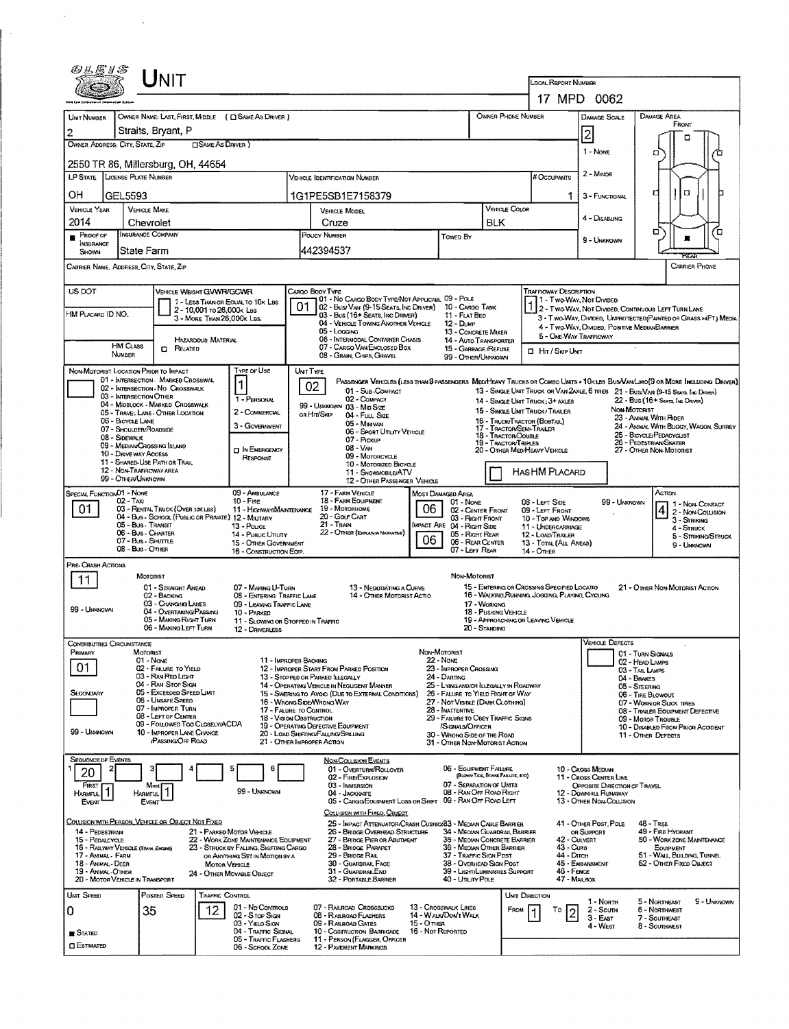# UNIT

**Local Report Number:** 17 MPD 0062

| Unit Number | Owner Name: Last, First, Middle (☐ Same as Driver) | Owner Phone Number | Damage Scale | Damage Area |
|---|---|---|---|---|
| 2 | Straits, Bryant, P | | 2 | Front |

**Owner Address: City, State, Zip** (☐ Same as Driver)
2550 TR 86, Millersburg, OH, 44654

Damage Scale: 1 - None, 2 - Minor, 3 - Functional, 4 - Disabling, 9 - Unknown

| LP State | License Plate Number | Vehicle Identification Number | # Occupants |
|---|---|---|---|
| OH | GEL5593 | 1G1PE5SB1E7158379 | 1 |

| Vehicle Year | Vehicle Make | Vehicle Model | Vehicle Color |
|---|---|---|---|
| 2014 | Chevrolet | Cruze | BLK |

| Proof of Insurance Shown | Insurance Company | Policy Number | Towed By |
|---|---|---|---|
| ■ | State Farm | 442394537 | |

**Carrier Name, Address, City, State, Zip** | **Carrier Phone**

**US DOT**

**Vehicle Weight GVWR/GCWR:** 1 - Less than or equal to 10k lbs; 2 - 10,001 to 26,000k lbs; 3 - More than 26,000k lbs.

**HM Placard ID No.**

**HM Class Number** ☐ Related — Hazardous Material

**Cargo Body Type:** 01
01 - No Cargo Body Type/Not Applicabl; 02 - Bus/Van (9-15 Seats, Inc Driver); 03 - Bus (16+ Seats, Inc Driver); 04 - Vehicle Towing Another Vehicle; 05 - Logging; 06 - Intermodal Container Chasis; 07 - Cargo Van/Enclosed Box; 08 - Grain, Chips, Gravel; 09 - Pole; 10 - Cargo Tank; 11 - Flat Bed; 12 - Dump; 13 - Concrete Mixer; 14 - Auto Transporter; 15 - Garbage/Refuse; 99 - Other/Unknown

**Trafficway Description:** 1
1 - Two-Way, Not Divided; 2 - Two-Way, Not Divided, Continuous Left Turn Lane; 3 - Two-Way, Divided, Unprotected (Painted or Grass >4Ft.) Media; 4 - Two-Way, Divided, Positive Median Barrier; 5 - One-Way Trafficway
☐ Hit / Skip Unit

**Non-Motorist Location Prior to Impact:**
01 - Intersection - Marked Crosswal; 02 - Intersection - No Crosswalk; 03 - Intersection Other; 04 - Midblock - Marked Crosswalk; 05 - Travel Lane - Other Location; 06 - Bicycle Lane; 07 - Shoulder/Roadside; 08 - Sidewalk; 09 - Median/Crossing Island; 10 - Drive Way Access; 11 - Shared-Use Path or Trail; 12 - Non-Trafficway Area; 99 - Other/Unknown

**Type of Use:** 1
1 - Personal; 2 - Commercial; 3 - Government; ☐ In Emergency Response

**Unit Type:** 02
Passenger Vehicles (less than 9 passengers Med/Heavy Trucks or Combo Units > 10k lbs Bus/Van/Limo (9 or More Including Driver)
01 - Sub-Compact; 02 - Compact; 99 - Unknown 03 - Mid Size; or Hit/Skip 04 - Full Size; 05 - Minivan; 06 - Sport Utility Vehicle; 07 - Pickup; 08 - Van; 09 - Motorcycle; 10 - Motorized Bicycle; 11 - Snowmobile/ATV; 12 - Other Passenger Vehicle
13 - Single Unit Truck or Van 2axle, 6 Tires; 21 - Bus/Van (9-15 Seats, Inc Driver); 14 - Single Unit Truck; 3+ Axles; 22 - Bus (16+ Seats, Inc Driver); 15 - Single Unit Truck/Trailer; 16 - Truck/Tractor (Bobtail); 17 - Tractor/Semi-Trailer; 18 - Tractor/Double; 19 - Tractor/Triples; 20 - Other Med/Heavy Vehicle
Non-Motorist: 23 - Animal with Rider; 24 - Animal with Buggy, Wagon, Surrey; 25 - Bicycle/Pedacyclist; 26 - Pedestrian/Skater; 27 - Other Non-Motorist
Has HM Placard

**Special Function:** 01
01 - None; 02 - Taxi; 03 - Rental Truck (Over 10k lbs); 04 - Bus - School (Public or Private); 05 - Bus - Transit; 06 - Bus - Charter; 07 - Bus - Shuttle; 08 - Bus - Other; 09 - Ambulance; 10 - Fire; 11 - Highway/Maintenance; 12 - Military; 13 - Police; 14 - Public Utility; 15 - Other Government; 16 - Construction Eqip.; 17 - Farm Vehicle; 18 - Farm Equipment; 19 - Motorhome; 20 - Golf Cart; 21 - Train; 22 - Other (Explain in Narrative)

**Most Damaged Area:** 06
**Impact Are:** 06
01 - None; 02 - Center Front; 03 - Right Front; 04 - Right Side; 05 - Right Rear; 06 - Rear Center; 07 - Left Rear; 08 - Left Side; 09 - Left Front; 10 - Top and Windows; 11 - Undercarriage; 12 - Load/Trailer; 13 - Total (All Areas); 14 - Other; 99 - Unknown

**Action:** 4
1 - Non-Contact; 2 - Non-Collision; 3 - Striking; 4 - Struck; 5 - Striking/Struck; 9 - Unknown

**Pre-Crash Actions:** 11
Motorist: 01 - Straight Ahead; 02 - Backing; 03 - Changing Lanes; 04 - Overtaking/Passing; 05 - Making Right Turn; 06 - Making Left Turn; 07 - Making U-Turn; 08 - Entering Traffic Lane; 09 - Leaving Traffic Lane; 10 - Parked; 11 - Slowing or Stopped in Traffic; 12 - Driverless; 13 - Negotiating a Curve; 14 - Other Motorist Actio
Non-Motorist: 15 - Entering or Crossing Specified Locatio; 16 - Walking, Running, Jogging, Playing, Cycling; 17 - Working; 18 - Pushing Vehicle; 19 - Approaching or Leaving Vehicle; 20 - Standing; 21 - Other Non-Motorist Action
99 - Unknown

**Contributing Circumstance**
Primary: 01
Secondary:
Motorist: 01 - None; 02 - Failure to Yield; 03 - Ran Red Light; 04 - Ran Stop Sign; 05 - Exceeded Speed Limit; 06 - Unsafe Speed; 07 - Improper Turn; 08 - Left of Center; 09 - Followed Too Closely/ACDA; 10 - Improper Lane Change/Passing/Off Road; 11 - Improper Backing; 12 - Improper Start from Parked Position; 13 - Stopped or Parked Illegally; 14 - Operating Vehicle in Negligent Manner; 15 - Swering to Avoid (Due to External Conditions); 16 - Wrong Side/Wrong Way; 17 - Falure to Control; 18 - Vision Obstruction; 19 - Operating Defective Equipment; 20 - Load Shifting/Falling/Spilling; 21 - Other Improper Action
Non-Motorist: 22 - None; 23 - Improper Crossing; 24 - Darting; 25 - Lying and/or Illegally in Roadway; 26 - Failure to Yield Right of Way; 27 - Not Visible (Dark Clothing); 28 - Inattentive; 29 - Failure to Obey Traffic Signs/Signals/Officer; 30 - Wrong Side of the Road; 31 - Other Non-Motorist Action
99 - Unknown

**Vehicle Defects:** 01 - Turn Signals; 02 - Head Lamps; 03 - Tail Lamps; 04 - Brakes; 05 - Steering; 06 - Tire Blowout; 07 - Worn or Slick Tires; 08 - Trailer Equipment Defective; 09 - Motor Trouble; 10 - Disabled from Prior Accident; 11 - Other Defects

**Sequence of Events**

| 1 | 2 | 3 | 4 | 5 | 6 |
|---|---|---|---|---|---|
| 20 | | | | | |

First Harmful Event: 1 — Most Harmful Event: 1
99 - Unknown

Non-Collision Events: 01 - Overturn/Rollover; 02 - Fire/Explosion; 03 - Immersion; 04 - Jackknife; 05 - Cargo/Equipment Loss or Shift; 06 - Equipment Failure (Blown Tire, Brake Failure, etc); 07 - Separation of Units; 08 - Ran Off Road Right; 09 - Ran Off Road Left; 10 - Cross Median; 11 - Cross Center Line Opposite Direction of Travel; 12 - Downhill Runaway; 13 - Other Non-Collision

Collision with Person, Vehicle or Object Not Fixed: 14 - Pedestrian; 15 - Pedalcycle; 16 - Railway Vehicle (Train, Engine); 17 - Animal - Farm; 18 - Animal - Deer; 19 - Animal - Other; 20 - Motor Vehicle in Transport; 21 - Parked Motor Vehicle; 22 - Work Zone Maintenance Equipment; 23 - Struck by Falling, Shifting Cargo or Anything Set in Motion by a Motor Vehicle; 24 - Other Movable Object

Collision with Fixed, Object: 25 - Impact Attenuator/Crash Cushion; 26 - Bridge Overhead Structure; 27 - Bridge Pier or Abutment; 28 - Bridge Parapet; 29 - Bridge Rail; 30 - Guardrail Face; 31 - Guardrail End; 32 - Portable Barrier; 33 - Median Cable Barrier; 34 - Median Guardrail Barrier; 35 - Median Concrete Barrier; 36 - Median Other Barrier; 37 - Traffic Sign Post; 38 - Overhead Sign Post; 39 - Light/Luminaries Support; 40 - Utility Pole; 41 - Other Post, Pole or Support; 42 - Culvert; 43 - Curb; 44 - Ditch; 45 - Embankment; 46 - Fence; 47 - Mailbox; 48 - Tree; 49 - Fire Hydrant; 50 - Work Zone Maintenance Equipment; 51 - Wall, Building, Tunnel; 52 - Other Fixed Object

| Unit Speed | Posted Speed | Traffic Control | Unit Direction |
|---|---|---|---|
| 0 | 35 | 12 | From 1 To 2 |

■ Stated ☐ Estimated

Traffic Control: 01 - No Controls; 02 - Stop Sign; 03 - Yield Sign; 04 - Traffic Signal; 05 - Traffic Flashers; 06 - School Zone; 07 - Railroad Crossbucks; 08 - Railroad Flashers; 09 - Railroad Gates; 10 - Costruction Barricade; 11 - Person (Flagger, Officer); 12 - Pavement Markings; 13 - Crosswalk Lines; 14 - Walk/Don't Walk; 15 - Other; 16 - Not Reported

Unit Direction: 1 - North; 2 - South; 3 - East; 4 - West; 5 - Northeast; 6 - Northwest; 7 - Southeast; 8 - Southwest; 9 - Unknown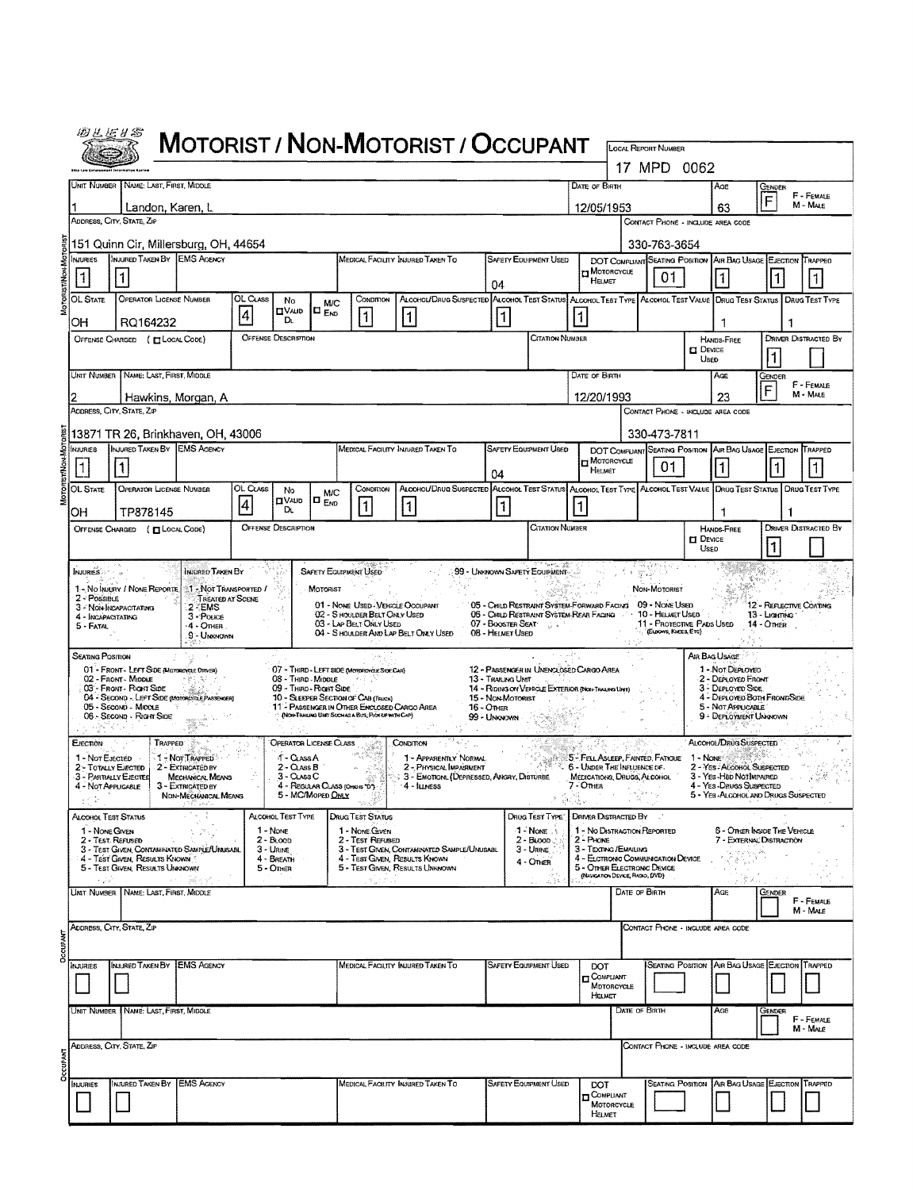# MOTORIST / NON-MOTORIST / OCCUPANT

OLEIS

LOCAL REPORT NUMBER: 17 MPD 0062

## MOTORIST/NON-MOTORIST

| UNIT NUMBER | NAME: LAST, FIRST, MIDDLE | DATE OF BIRTH | AGE | GENDER |
|---|---|---|---|---|
| 1 | Landon, Karen, L | 12/05/1953 | 63 | F |

| ADDRESS, CITY, STATE, ZIP | CONTACT PHONE - INCLUDE AREA CODE |
|---|---|
| 151 Quinn Cir, Millersburg, OH, 44654 | 330-763-3654 |

| INJURIES | INJURED TAKEN BY | EMS AGENCY | MEDICAL FACILITY INJURED TAKEN TO | SAFETY EQUIPMENT USED | DOT COMPLIANT MOTORCYCLE HELMET | SEATING POSITION | AIR BAG USAGE | EJECTION | TRAPPED |
|---|---|---|---|---|---|---|---|---|---|
| 1 | 1 | | | 04 | ☐ | 01 | 1 | 1 | 1 |

| OL STATE | OPERATOR LICENSE NUMBER | OL CLASS | NO VALID DL | M/C END | CONDITION | ALCOHOL/DRUG SUSPECTED | ALCOHOL TEST STATUS | ALCOHOL TEST TYPE | ALCOHOL TEST VALUE | DRUG TEST STATUS | DRUG TEST TYPE |
|---|---|---|---|---|---|---|---|---|---|---|---|
| OH | RQ164232 | 4 | ☐ | ☐ | 1 | 1 | 1 | 1 | | 1 | 1 |

| OFFENSE CHARGED ( ☐ LOCAL CODE) | OFFENSE DESCRIPTION | CITATION NUMBER | HANDS-FREE DEVICE USED | DRIVER DISTRACTED BY |
|---|---|---|---|---|
| | | | ☐ | 1 |

| UNIT NUMBER | NAME: LAST, FIRST, MIDDLE | DATE OF BIRTH | AGE | GENDER |
|---|---|---|---|---|
| 2 | Hawkins, Morgan, A | 12/20/1993 | 23 | F |

| ADDRESS, CITY, STATE, ZIP | CONTACT PHONE - INCLUDE AREA CODE |
|---|---|
| 13871 TR 26, Brinkhaven, OH, 43006 | 330-473-7811 |

| INJURIES | INJURED TAKEN BY | EMS AGENCY | MEDICAL FACILITY INJURED TAKEN TO | SAFETY EQUIPMENT USED | DOT COMPLIANT MOTORCYCLE HELMET | SEATING POSITION | AIR BAG USAGE | EJECTION | TRAPPED |
|---|---|---|---|---|---|---|---|---|---|
| 1 | 1 | | | 04 | ☐ | 01 | 1 | 1 | 1 |

| OL STATE | OPERATOR LICENSE NUMBER | OL CLASS | NO VALID DL | M/C END | CONDITION | ALCOHOL/DRUG SUSPECTED | ALCOHOL TEST STATUS | ALCOHOL TEST TYPE | ALCOHOL TEST VALUE | DRUG TEST STATUS | DRUG TEST TYPE |
|---|---|---|---|---|---|---|---|---|---|---|---|
| OH | TP878145 | 4 | ☐ | ☐ | 1 | 1 | 1 | 1 | | 1 | 1 |

| OFFENSE CHARGED ( ☐ LOCAL CODE) | OFFENSE DESCRIPTION | CITATION NUMBER | HANDS-FREE DEVICE USED | DRIVER DISTRACTED BY |
|---|---|---|---|---|
| | | | ☐ | 1 |

## Codes

**INJURIES:** 1 - No Injury / None Reported; 2 - Possible; 3 - Non-Incapacitating; 4 - Incapacitating; 5 - Fatal

**INJURED TAKEN BY:** 1 - Not Transported / Treated at Scene; 2 - EMS; 3 - Police; 4 - Other; 9 - Unknown

**SAFETY EQUIPMENT USED:** 99 - Unknown Safety Equipment
- Motorist: 01 - None Used - Vehicle Occupant; 02 - Shoulder Belt Only Used; 03 - Lap Belt Only Used; 04 - Shoulder and Lap Belt Only Used; 05 - Child Restraint System-Forward Facing; 06 - Child Restraint System-Rear Facing; 07 - Booster Seat; 08 - Helmet Used
- Non-Motorist: 09 - None Used; 10 - Helmet Used; 11 - Protective Pads Used (Elbows, Knees, Etc); 12 - Reflective Coating; 13 - Lighting; 14 - Other

**SEATING POSITION:** 01 - Front - Left Side (Motorcycle Driver); 02 - Front - Middle; 03 - Front - Right Side; 04 - Second - Left Side (Motorcycle Passenger); 05 - Second - Middle; 06 - Second - Right Side; 07 - Third - Left Side (Motorcycle Side Car); 08 - Third - Middle; 09 - Third - Right Side; 10 - Sleeper Section of Cab (Truck); 11 - Passenger in Other Enclosed Cargo Area (Non-Trailing Unit Such as a Bus, Pick-up with Cap); 12 - Passenger in Unenclosed Cargo Area; 13 - Trailing Unit; 14 - Riding on Vehicle Exterior (Non-Trailing Unit); 15 - Non-Motorist; 16 - Other; 99 - Unknown

**AIR BAG USAGE:** 1 - Not Deployed; 2 - Deployed Front; 3 - Deployed Side; 4 - Deployed Both Front/Side; 5 - Not Applicable; 9 - Deployment Unknown

**EJECTION:** 1 - Not Ejected; 2 - Totally Ejected; 3 - Partially Ejected; 4 - Not Applicable

**TRAPPED:** 1 - Not Trapped; 2 - Extricated by Mechanical Means; 3 - Extricated by Non-Mechanical Means

**OPERATOR LICENSE CLASS:** 1 - Class A; 2 - Class B; 3 - Class C; 4 - Regular Class (Ohio is "D"); 5 - MC/Moped Only

**CONDITION:** 1 - Apparently Normal; 2 - Physical Impairment; 3 - Emotional (Depressed, Angry, Disturbed); 4 - Illness; 5 - Fell Asleep, Fainted, Fatigue; 6 - Under the Influence of Medications, Drugs, Alcohol; 7 - Other

**ALCOHOL/DRUG SUSPECTED:** 1 - None; 2 - Yes - Alcohol Suspected; 3 - Yes - HBD Not Impaired; 4 - Yes - Drugs Suspected; 5 - Yes - Alcohol and Drugs Suspected

**ALCOHOL TEST STATUS:** 1 - None Given; 2 - Test Refused; 3 - Test Given, Contaminated Sample/Unusabl; 4 - Test Given, Results Known; 5 - Test Given, Results Unknown

**ALCOHOL TEST TYPE:** 1 - None; 2 - Blood; 3 - Urine; 4 - Breath; 5 - Other

**DRUG TEST STATUS:** 1 - None Given; 2 - Test Refused; 3 - Test Given, Contaminated Sample/Unusabl; 4 - Test Given, Results Known; 5 - Test Given, Results Unknown

**DRUG TEST TYPE:** 1 - None; 2 - Blood; 3 - Urine; 4 - Other

**DRIVER DISTRACTED BY:** 1 - No Distraction Reported; 2 - Phone; 3 - Texting /Emailing; 4 - Electronic Communication Device; 5 - Other Electronic Device (Navigation Device, Radio, DVD); 6 - Other Inside the Vehicle; 7 - External Distraction

## OCCUPANT

| UNIT NUMBER | NAME: LAST, FIRST, MIDDLE | DATE OF BIRTH | AGE | GENDER (F - Female, M - Male) |
|---|---|---|---|---|
| | | | | |

| ADDRESS, CITY, STATE, ZIP | CONTACT PHONE - INCLUDE AREA CODE |
|---|---|
| | |

| INJURIES | INJURED TAKEN BY | EMS AGENCY | MEDICAL FACILITY INJURED TAKEN TO | SAFETY EQUIPMENT USED | DOT COMPLIANT MOTORCYCLE HELMET | SEATING POSITION | AIR BAG USAGE | EJECTION | TRAPPED |
|---|---|---|---|---|---|---|---|---|---|
| | | | | | ☐ | | | | |

## OCCUPANT

| UNIT NUMBER | NAME: LAST, FIRST, MIDDLE | DATE OF BIRTH | AGE | GENDER (F - Female, M - Male) |
|---|---|---|---|---|
| | | | | |

| ADDRESS, CITY, STATE, ZIP | CONTACT PHONE - INCLUDE AREA CODE |
|---|---|
| | |

| INJURIES | INJURED TAKEN BY | EMS AGENCY | MEDICAL FACILITY INJURED TAKEN TO | SAFETY EQUIPMENT USED | DOT COMPLIANT MOTORCYCLE HELMET | SEATING POSITION | AIR BAG USAGE | EJECTION | TRAPPED |
|---|---|---|---|---|---|---|---|---|---|
| | | | | | ☐ | | | | |